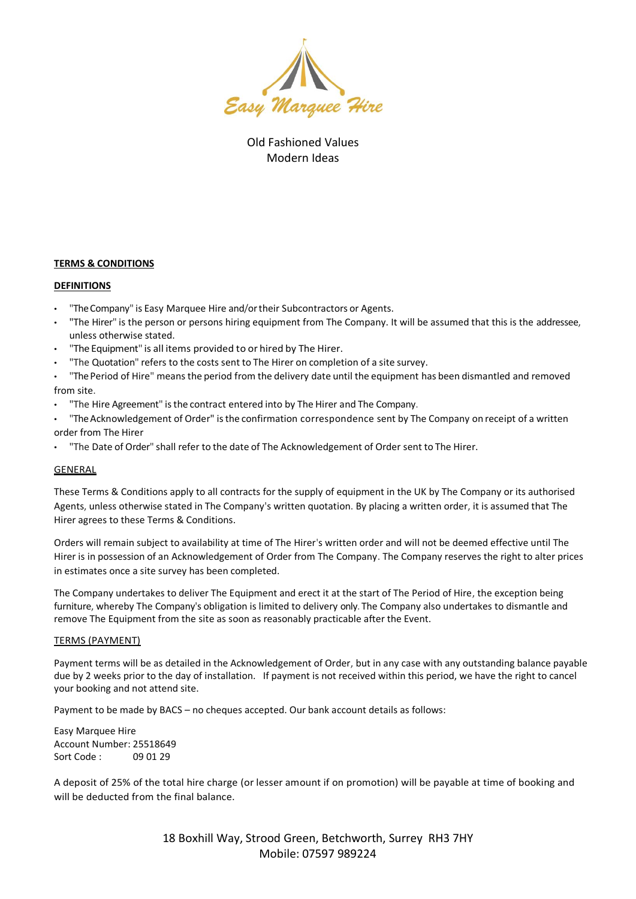Easy Marquee Hire

Old Fashioned Values
Modern Ideas

**TERMS & CONDITIONS**

**DEFINITIONS**

- "The Company" is Easy Marquee Hire and/or their Subcontractors or Agents.
- "The Hirer" is the person or persons hiring equipment from The Company. It will be assumed that this is the addressee, unless otherwise stated.
- "The Equipment" is all items provided to or hired by The Hirer.
- "The Quotation" refers to the costs sent to The Hirer on completion of a site survey.
- "The Period of Hire" means the period from the delivery date until the equipment has been dismantled and removed from site.
- "The Hire Agreement" is the contract entered into by The Hirer and The Company.
- "The Acknowledgement of Order" is the confirmation correspondence sent by The Company on receipt of a written order from The Hirer
- "The Date of Order" shall refer to the date of The Acknowledgement of Order sent to The Hirer.

GENERAL

These Terms & Conditions apply to all contracts for the supply of equipment in the UK by The Company or its authorised Agents, unless otherwise stated in The Company's written quotation. By placing a written order, it is assumed that The Hirer agrees to these Terms & Conditions.

Orders will remain subject to availability at time of The Hirer's written order and will not be deemed effective until The Hirer is in possession of an Acknowledgement of Order from The Company. The Company reserves the right to alter prices in estimates once a site survey has been completed.

The Company undertakes to deliver The Equipment and erect it at the start of The Period of Hire, the exception being furniture, whereby The Company's obligation is limited to delivery only. The Company also undertakes to dismantle and remove The Equipment from the site as soon as reasonably practicable after the Event.

TERMS (PAYMENT)

Payment terms will be as detailed in the Acknowledgement of Order, but in any case with any outstanding balance payable due by 2 weeks prior to the day of installation. If payment is not received within this period, we have the right to cancel your booking and not attend site.

Payment to be made by BACS – no cheques accepted. Our bank account details as follows:

Easy Marquee Hire
Account Number: 25518649
Sort Code : 09 01 29

A deposit of 25% of the total hire charge (or lesser amount if on promotion) will be payable at time of booking and will be deducted from the final balance.

18 Boxhill Way, Strood Green, Betchworth, Surrey RH3 7HY
Mobile: 07597 989224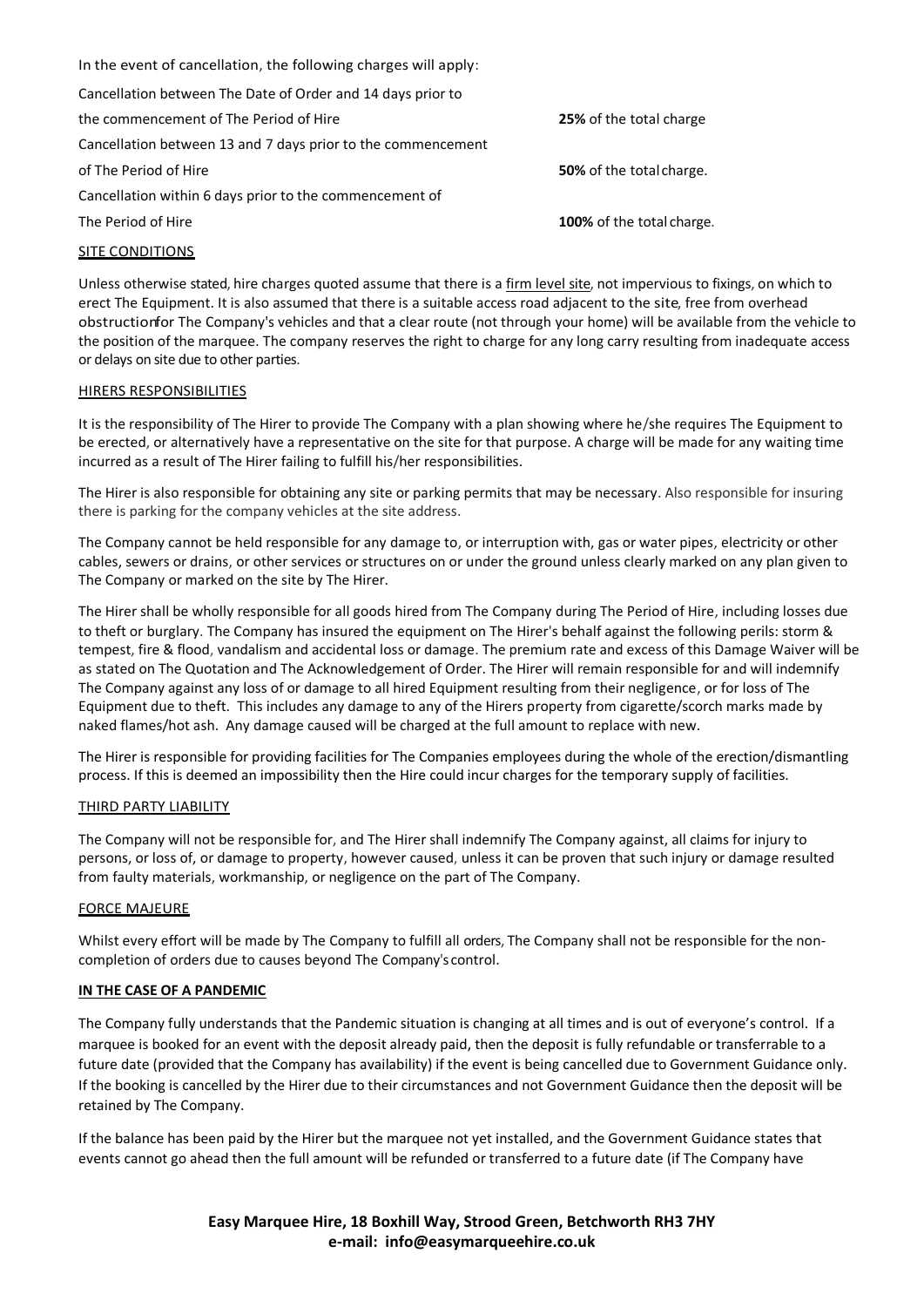In the event of cancellation, the following charges will apply:

| | |
|---|---|
| Cancellation between The Date of Order and 14 days prior to the commencement of The Period of Hire | **25%** of the total charge |
| Cancellation between 13 and 7 days prior to the commencement of The Period of Hire | **50%** of the total charge. |
| Cancellation within 6 days prior to the commencement of The Period of Hire | **100%** of the total charge. |

SITE CONDITIONS

Unless otherwise stated, hire charges quoted assume that there is a firm level site, not impervious to fixings, on which to erect The Equipment. It is also assumed that there is a suitable access road adjacent to the site, free from overhead obstructionfor The Company's vehicles and that a clear route (not through your home) will be available from the vehicle to the position of the marquee. The company reserves the right to charge for any long carry resulting from inadequate access or delays on site due to other parties.

HIRERS RESPONSIBILITIES

It is the responsibility of The Hirer to provide The Company with a plan showing where he/she requires The Equipment to be erected, or alternatively have a representative on the site for that purpose. A charge will be made for any waiting time incurred as a result of The Hirer failing to fulfill his/her responsibilities.

The Hirer is also responsible for obtaining any site or parking permits that may be necessary. Also responsible for insuring there is parking for the company vehicles at the site address.

The Company cannot be held responsible for any damage to, or interruption with, gas or water pipes, electricity or other cables, sewers or drains, or other services or structures on or under the ground unless clearly marked on any plan given to The Company or marked on the site by The Hirer.

The Hirer shall be wholly responsible for all goods hired from The Company during The Period of Hire, including losses due to theft or burglary. The Company has insured the equipment on The Hirer's behalf against the following perils: storm & tempest, fire & flood, vandalism and accidental loss or damage. The premium rate and excess of this Damage Waiver will be as stated on The Quotation and The Acknowledgement of Order. The Hirer will remain responsible for and will indemnify The Company against any loss of or damage to all hired Equipment resulting from their negligence, or for loss of The Equipment due to theft. This includes any damage to any of the Hirers property from cigarette/scorch marks made by naked flames/hot ash. Any damage caused will be charged at the full amount to replace with new.

The Hirer is responsible for providing facilities for The Companies employees during the whole of the erection/dismantling process. If this is deemed an impossibility then the Hire could incur charges for the temporary supply of facilities.

THIRD PARTY LIABILITY

The Company will not be responsible for, and The Hirer shall indemnify The Company against, all claims for injury to persons, or loss of, or damage to property, however caused, unless it can be proven that such injury or damage resulted from faulty materials, workmanship, or negligence on the part of The Company.

FORCE MAJEURE

Whilst every effort will be made by The Company to fulfill all orders, The Company shall not be responsible for the non-completion of orders due to causes beyond The Company's control.

**IN THE CASE OF A PANDEMIC**

The Company fully understands that the Pandemic situation is changing at all times and is out of everyone's control. If a marquee is booked for an event with the deposit already paid, then the deposit is fully refundable or transferrable to a future date (provided that the Company has availability) if the event is being cancelled due to Government Guidance only. If the booking is cancelled by the Hirer due to their circumstances and not Government Guidance then the deposit will be retained by The Company.

If the balance has been paid by the Hirer but the marquee not yet installed, and the Government Guidance states that events cannot go ahead then the full amount will be refunded or transferred to a future date (if The Company have

**Easy Marquee Hire, 18 Boxhill Way, Strood Green, Betchworth RH3 7HY**
**e-mail: info@easymarqueehire.co.uk**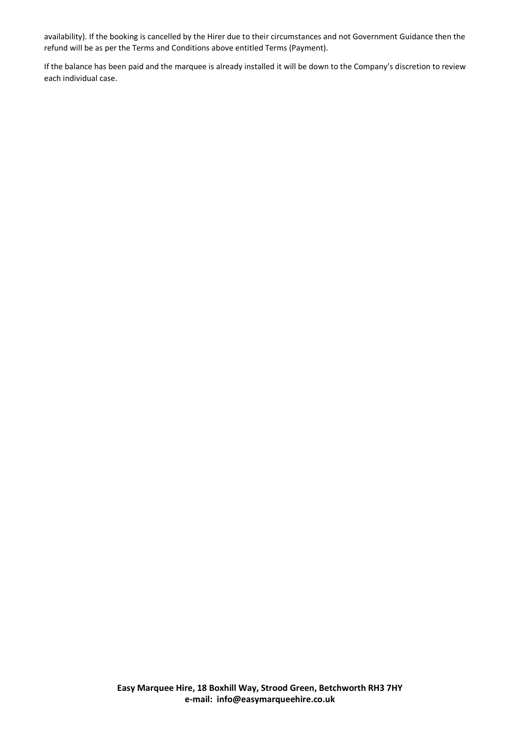availability). If the booking is cancelled by the Hirer due to their circumstances and not Government Guidance then the refund will be as per the Terms and Conditions above entitled Terms (Payment).

If the balance has been paid and the marquee is already installed it will be down to the Company's discretion to review each individual case.